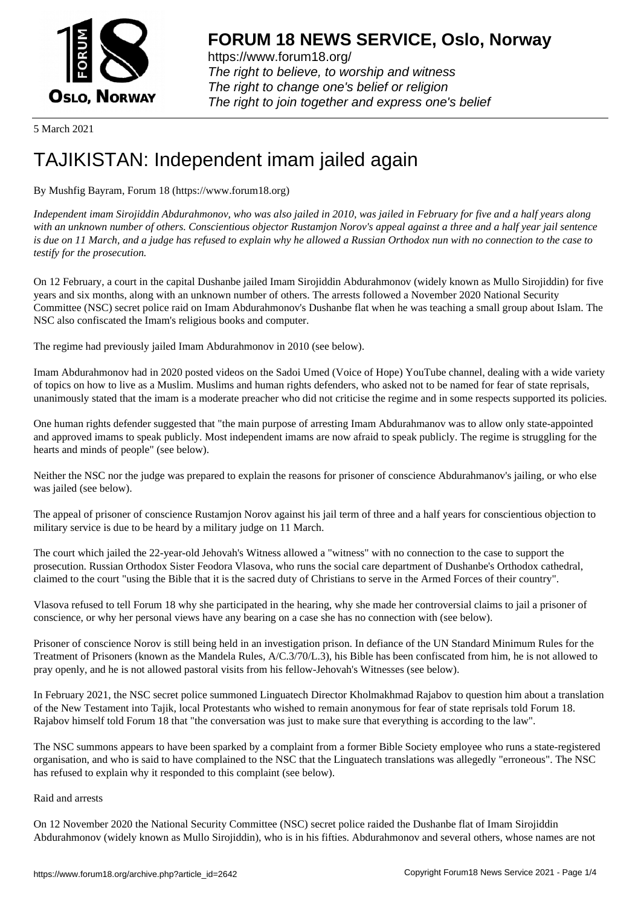# FORUM 18 NEWS SERVICE, Oslo, Norway

https://www.forum18.org/
*The right to believe, to worship and witness*
*The right to change one's belief or religion*
*The right to join together and express one's belief*

5 March 2021

# TAJIKISTAN: Independent imam jailed again

By Mushfig Bayram, Forum 18 (https://www.forum18.org)

*Independent imam Sirojiddin Abdurahmonov, who was also jailed in 2010, was jailed in February for five and a half years along with an unknown number of others. Conscientious objector Rustamjon Norov's appeal against a three and a half year jail sentence is due on 11 March, and a judge has refused to explain why he allowed a Russian Orthodox nun with no connection to the case to testify for the prosecution.*

On 12 February, a court in the capital Dushanbe jailed Imam Sirojiddin Abdurahmonov (widely known as Mullo Sirojiddin) for five years and six months, along with an unknown number of others. The arrests followed a November 2020 National Security Committee (NSC) secret police raid on Imam Abdurahmonov's Dushanbe flat when he was teaching a small group about Islam. The NSC also confiscated the Imam's religious books and computer.

The regime had previously jailed Imam Abdurahmonov in 2010 (see below).

Imam Abdurahmonov had in 2020 posted videos on the Sadoi Umed (Voice of Hope) YouTube channel, dealing with a wide variety of topics on how to live as a Muslim. Muslims and human rights defenders, who asked not to be named for fear of state reprisals, unanimously stated that the imam is a moderate preacher who did not criticise the regime and in some respects supported its policies.

One human rights defender suggested that "the main purpose of arresting Imam Abdurahmanov was to allow only state-appointed and approved imams to speak publicly. Most independent imams are now afraid to speak publicly. The regime is struggling for the hearts and minds of people" (see below).

Neither the NSC nor the judge was prepared to explain the reasons for prisoner of conscience Abdurahmanov's jailing, or who else was jailed (see below).

The appeal of prisoner of conscience Rustamjon Norov against his jail term of three and a half years for conscientious objection to military service is due to be heard by a military judge on 11 March.

The court which jailed the 22-year-old Jehovah's Witness allowed a "witness" with no connection to the case to support the prosecution. Russian Orthodox Sister Feodora Vlasova, who runs the social care department of Dushanbe's Orthodox cathedral, claimed to the court "using the Bible that it is the sacred duty of Christians to serve in the Armed Forces of their country".

Vlasova refused to tell Forum 18 why she participated in the hearing, why she made her controversial claims to jail a prisoner of conscience, or why her personal views have any bearing on a case she has no connection with (see below).

Prisoner of conscience Norov is still being held in an investigation prison. In defiance of the UN Standard Minimum Rules for the Treatment of Prisoners (known as the Mandela Rules, A/C.3/70/L.3), his Bible has been confiscated from him, he is not allowed to pray openly, and he is not allowed pastoral visits from his fellow-Jehovah's Witnesses (see below).

In February 2021, the NSC secret police summoned Linguatech Director Kholmakhmad Rajabov to question him about a translation of the New Testament into Tajik, local Protestants who wished to remain anonymous for fear of state reprisals told Forum 18. Rajabov himself told Forum 18 that "the conversation was just to make sure that everything is according to the law".

The NSC summons appears to have been sparked by a complaint from a former Bible Society employee who runs a state-registered organisation, and who is said to have complained to the NSC that the Linguatech translations was allegedly "erroneous". The NSC has refused to explain why it responded to this complaint (see below).

## Raid and arrests

On 12 November 2020 the National Security Committee (NSC) secret police raided the Dushanbe flat of Imam Sirojiddin Abdurahmonov (widely known as Mullo Sirojiddin), who is in his fifties. Abdurahmonov and several others, whose names are not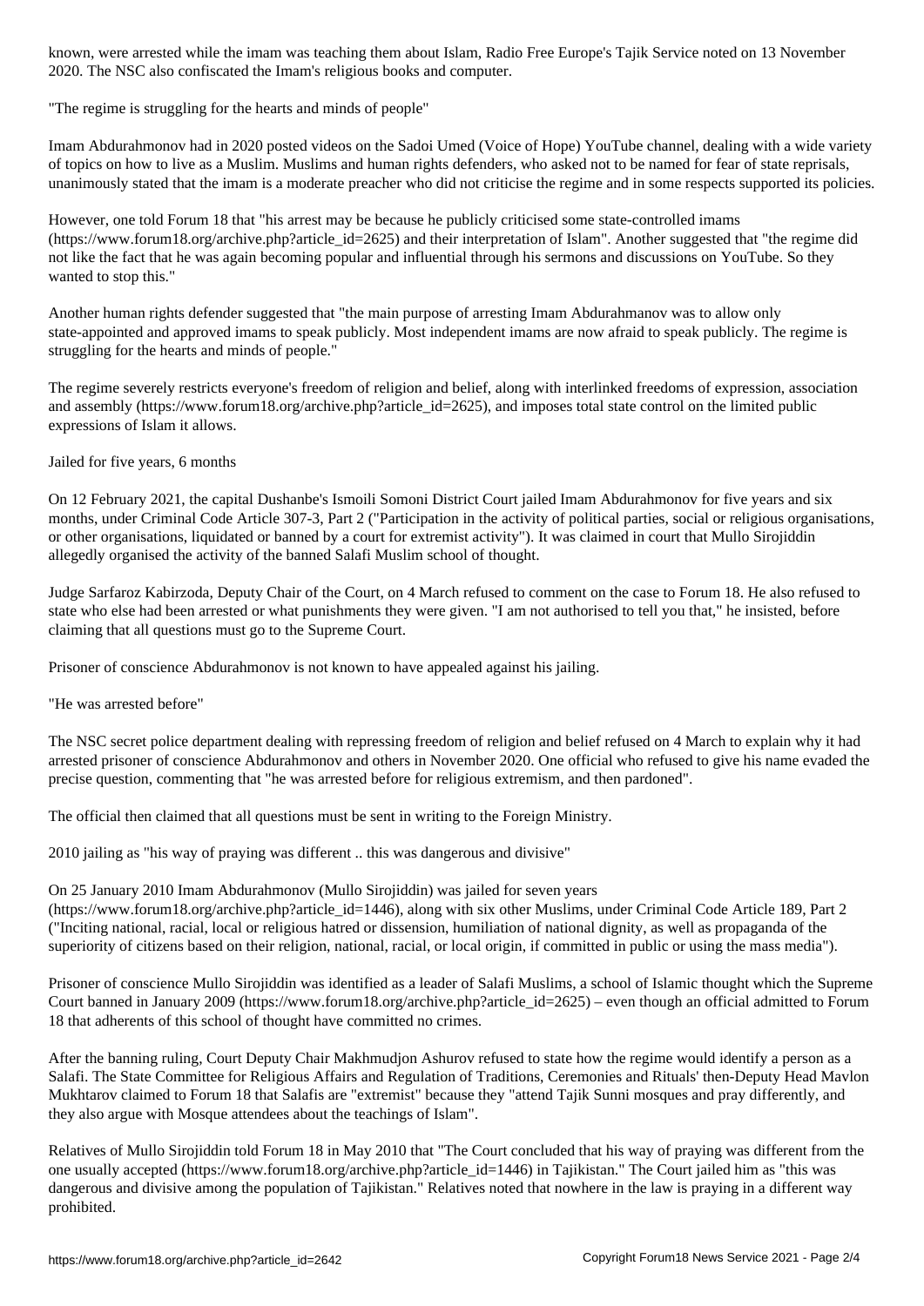known, were arrested while the imam was teaching them about Islam, Radio Free Europe's Tajik Service noted on 13 November 2020. The NSC also confiscated the Imam's religious books and computer.

## "The regime is struggling for the hearts and minds of people"

Imam Abdurahmonov had in 2020 posted videos on the Sadoi Umed (Voice of Hope) YouTube channel, dealing with a wide variety of topics on how to live as a Muslim. Muslims and human rights defenders, who asked not to be named for fear of state reprisals, unanimously stated that the imam is a moderate preacher who did not criticise the regime and in some respects supported its policies.

However, one told Forum 18 that "his arrest may be because he publicly criticised some state-controlled imams (https://www.forum18.org/archive.php?article_id=2625) and their interpretation of Islam". Another suggested that "the regime did not like the fact that he was again becoming popular and influential through his sermons and discussions on YouTube. So they wanted to stop this."

Another human rights defender suggested that "the main purpose of arresting Imam Abdurahmanov was to allow only state-appointed and approved imams to speak publicly. Most independent imams are now afraid to speak publicly. The regime is struggling for the hearts and minds of people."

The regime severely restricts everyone's freedom of religion and belief, along with interlinked freedoms of expression, association and assembly (https://www.forum18.org/archive.php?article_id=2625), and imposes total state control on the limited public expressions of Islam it allows.

## Jailed for five years, 6 months

On 12 February 2021, the capital Dushanbe's Ismoili Somoni District Court jailed Imam Abdurahmonov for five years and six months, under Criminal Code Article 307-3, Part 2 ("Participation in the activity of political parties, social or religious organisations, or other organisations, liquidated or banned by a court for extremist activity"). It was claimed in court that Mullo Sirojiddin allegedly organised the activity of the banned Salafi Muslim school of thought.

Judge Sarfaroz Kabirzoda, Deputy Chair of the Court, on 4 March refused to comment on the case to Forum 18. He also refused to state who else had been arrested or what punishments they were given. "I am not authorised to tell you that," he insisted, before claiming that all questions must go to the Supreme Court.

Prisoner of conscience Abdurahmonov is not known to have appealed against his jailing.

## "He was arrested before"

The NSC secret police department dealing with repressing freedom of religion and belief refused on 4 March to explain why it had arrested prisoner of conscience Abdurahmonov and others in November 2020. One official who refused to give his name evaded the precise question, commenting that "he was arrested before for religious extremism, and then pardoned".

The official then claimed that all questions must be sent in writing to the Foreign Ministry.

## 2010 jailing as "his way of praying was different .. this was dangerous and divisive"

On 25 January 2010 Imam Abdurahmonov (Mullo Sirojiddin) was jailed for seven years (https://www.forum18.org/archive.php?article_id=1446), along with six other Muslims, under Criminal Code Article 189, Part 2 ("Inciting national, racial, local or religious hatred or dissension, humiliation of national dignity, as well as propaganda of the superiority of citizens based on their religion, national, racial, or local origin, if committed in public or using the mass media").

Prisoner of conscience Mullo Sirojiddin was identified as a leader of Salafi Muslims, a school of Islamic thought which the Supreme Court banned in January 2009 (https://www.forum18.org/archive.php?article_id=2625) – even though an official admitted to Forum 18 that adherents of this school of thought have committed no crimes.

After the banning ruling, Court Deputy Chair Makhmudjon Ashurov refused to state how the regime would identify a person as a Salafi. The State Committee for Religious Affairs and Regulation of Traditions, Ceremonies and Rituals' then-Deputy Head Mavlon Mukhtarov claimed to Forum 18 that Salafis are "extremist" because they "attend Tajik Sunni mosques and pray differently, and they also argue with Mosque attendees about the teachings of Islam".

Relatives of Mullo Sirojiddin told Forum 18 in May 2010 that "The Court concluded that his way of praying was different from the one usually accepted (https://www.forum18.org/archive.php?article_id=1446) in Tajikistan." The Court jailed him as "this was dangerous and divisive among the population of Tajikistan." Relatives noted that nowhere in the law is praying in a different way prohibited.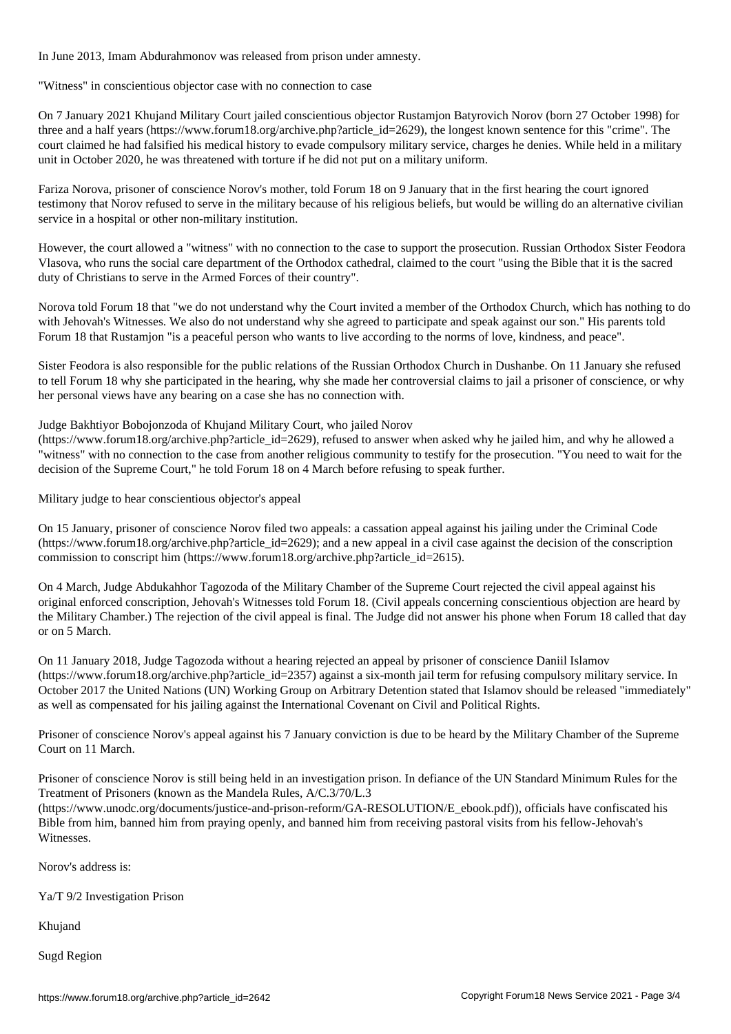In June 2013, Imam Abdurahmonov was released from prison under amnesty.

## "Witness" in conscientious objector case with no connection to case

On 7 January 2021 Khujand Military Court jailed conscientious objector Rustamjon Batyrovich Norov (born 27 October 1998) for three and a half years (https://www.forum18.org/archive.php?article_id=2629), the longest known sentence for this "crime". The court claimed he had falsified his medical history to evade compulsory military service, charges he denies. While held in a military unit in October 2020, he was threatened with torture if he did not put on a military uniform.

Fariza Norova, prisoner of conscience Norov's mother, told Forum 18 on 9 January that in the first hearing the court ignored testimony that Norov refused to serve in the military because of his religious beliefs, but would be willing do an alternative civilian service in a hospital or other non-military institution.

However, the court allowed a "witness" with no connection to the case to support the prosecution. Russian Orthodox Sister Feodora Vlasova, who runs the social care department of the Orthodox cathedral, claimed to the court "using the Bible that it is the sacred duty of Christians to serve in the Armed Forces of their country".

Norova told Forum 18 that "we do not understand why the Court invited a member of the Orthodox Church, which has nothing to do with Jehovah's Witnesses. We also do not understand why she agreed to participate and speak against our son." His parents told Forum 18 that Rustamjon "is a peaceful person who wants to live according to the norms of love, kindness, and peace".

Sister Feodora is also responsible for the public relations of the Russian Orthodox Church in Dushanbe. On 11 January she refused to tell Forum 18 why she participated in the hearing, why she made her controversial claims to jail a prisoner of conscience, or why her personal views have any bearing on a case she has no connection with.

Judge Bakhtiyor Bobojonzoda of Khujand Military Court, who jailed Norov (https://www.forum18.org/archive.php?article_id=2629), refused to answer when asked why he jailed him, and why he allowed a "witness" with no connection to the case from another religious community to testify for the prosecution. "You need to wait for the decision of the Supreme Court," he told Forum 18 on 4 March before refusing to speak further.

## Military judge to hear conscientious objector's appeal

On 15 January, prisoner of conscience Norov filed two appeals: a cassation appeal against his jailing under the Criminal Code (https://www.forum18.org/archive.php?article_id=2629); and a new appeal in a civil case against the decision of the conscription commission to conscript him (https://www.forum18.org/archive.php?article_id=2615).

On 4 March, Judge Abdukahhor Tagozoda of the Military Chamber of the Supreme Court rejected the civil appeal against his original enforced conscription, Jehovah's Witnesses told Forum 18. (Civil appeals concerning conscientious objection are heard by the Military Chamber.) The rejection of the civil appeal is final. The Judge did not answer his phone when Forum 18 called that day or on 5 March.

On 11 January 2018, Judge Tagozoda without a hearing rejected an appeal by prisoner of conscience Daniil Islamov (https://www.forum18.org/archive.php?article_id=2357) against a six-month jail term for refusing compulsory military service. In October 2017 the United Nations (UN) Working Group on Arbitrary Detention stated that Islamov should be released "immediately" as well as compensated for his jailing against the International Covenant on Civil and Political Rights.

Prisoner of conscience Norov's appeal against his 7 January conviction is due to be heard by the Military Chamber of the Supreme Court on 11 March.

Prisoner of conscience Norov is still being held in an investigation prison. In defiance of the UN Standard Minimum Rules for the Treatment of Prisoners (known as the Mandela Rules, A/C.3/70/L.3 (https://www.unodc.org/documents/justice-and-prison-reform/GA-RESOLUTION/E_ebook.pdf)), officials have confiscated his Bible from him, banned him from praying openly, and banned him from receiving pastoral visits from his fellow-Jehovah's Witnesses.

Norov's address is:

Ya/T 9/2 Investigation Prison

Khujand

Sugd Region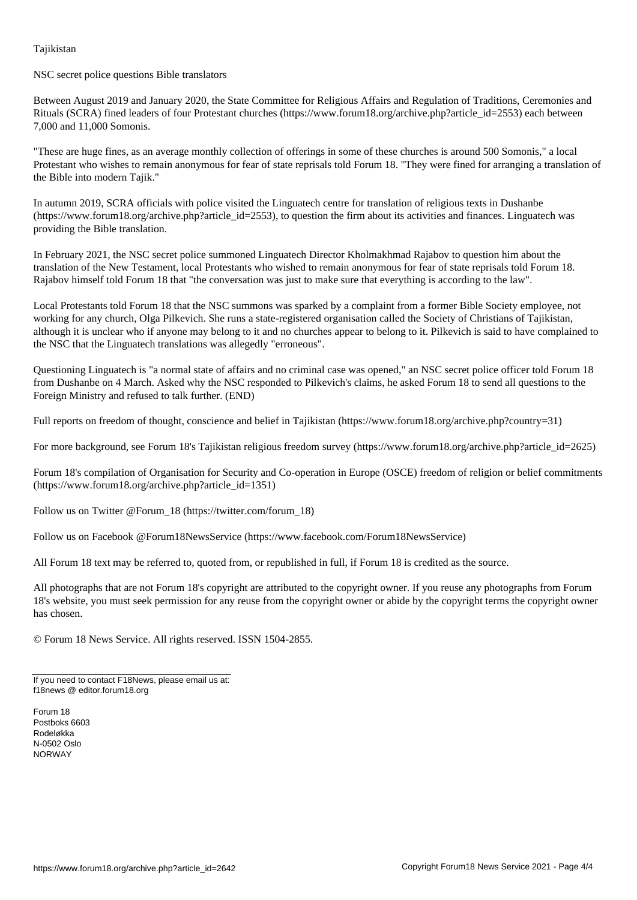Tajikistan

NSC secret police questions Bible translators

Between August 2019 and January 2020, the State Committee for Religious Affairs and Regulation of Traditions, Ceremonies and Rituals (SCRA) fined leaders of four Protestant churches (https://www.forum18.org/archive.php?article_id=2553) each between 7,000 and 11,000 Somonis.

"These are huge fines, as an average monthly collection of offerings in some of these churches is around 500 Somonis," a local Protestant who wishes to remain anonymous for fear of state reprisals told Forum 18. "They were fined for arranging a translation of the Bible into modern Tajik."

In autumn 2019, SCRA officials with police visited the Linguatech centre for translation of religious texts in Dushanbe (https://www.forum18.org/archive.php?article_id=2553), to question the firm about its activities and finances. Linguatech was providing the Bible translation.

In February 2021, the NSC secret police summoned Linguatech Director Kholmakhmad Rajabov to question him about the translation of the New Testament, local Protestants who wished to remain anonymous for fear of state reprisals told Forum 18. Rajabov himself told Forum 18 that "the conversation was just to make sure that everything is according to the law".

Local Protestants told Forum 18 that the NSC summons was sparked by a complaint from a former Bible Society employee, not working for any church, Olga Pilkevich. She runs a state-registered organisation called the Society of Christians of Tajikistan, although it is unclear who if anyone may belong to it and no churches appear to belong to it. Pilkevich is said to have complained to the NSC that the Linguatech translations was allegedly "erroneous".

Questioning Linguatech is "a normal state of affairs and no criminal case was opened," an NSC secret police officer told Forum 18 from Dushanbe on 4 March. Asked why the NSC responded to Pilkevich's claims, he asked Forum 18 to send all questions to the Foreign Ministry and refused to talk further. (END)

Full reports on freedom of thought, conscience and belief in Tajikistan (https://www.forum18.org/archive.php?country=31)

For more background, see Forum 18's Tajikistan religious freedom survey (https://www.forum18.org/archive.php?article_id=2625)

Forum 18's compilation of Organisation for Security and Co-operation in Europe (OSCE) freedom of religion or belief commitments (https://www.forum18.org/archive.php?article_id=1351)

Follow us on Twitter @Forum_18 (https://twitter.com/forum_18)

Follow us on Facebook @Forum18NewsService (https://www.facebook.com/Forum18NewsService)

All Forum 18 text may be referred to, quoted from, or republished in full, if Forum 18 is credited as the source.

All photographs that are not Forum 18's copyright are attributed to the copyright owner. If you reuse any photographs from Forum 18's website, you must seek permission for any reuse from the copyright owner or abide by the copyright terms the copyright owner has chosen.

© Forum 18 News Service. All rights reserved. ISSN 1504-2855.

If you need to contact F18News, please email us at:
f18news @ editor.forum18.org

Forum 18
Postboks 6603
Rodeløkka
N-0502 Oslo
NORWAY